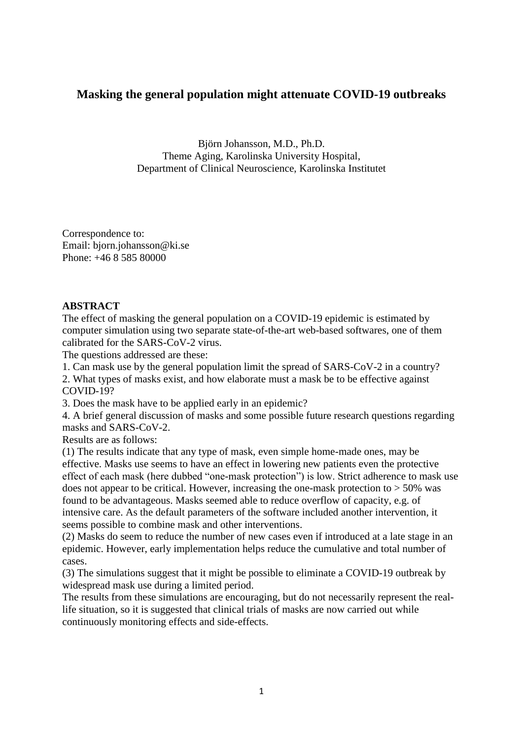# Masking the general population might attenuate COVID-19 outbreaks

Björn Johansson, M.D., Ph.D.
Theme Aging, Karolinska University Hospital,
Department of Clinical Neuroscience, Karolinska Institutet

Correspondence to:
Email: bjorn.johansson@ki.se
Phone: +46 8 585 80000

## ABSTRACT

The effect of masking the general population on a COVID-19 epidemic is estimated by computer simulation using two separate state-of-the-art web-based softwares, one of them calibrated for the SARS-CoV-2 virus.

The questions addressed are these:

1. Can mask use by the general population limit the spread of SARS-CoV-2 in a country?
2. What types of masks exist, and how elaborate must a mask be to be effective against COVID-19?
3. Does the mask have to be applied early in an epidemic?
4. A brief general discussion of masks and some possible future research questions regarding masks and SARS-CoV-2.

Results are as follows:

(1) The results indicate that any type of mask, even simple home-made ones, may be effective. Masks use seems to have an effect in lowering new patients even the protective effect of each mask (here dubbed "one-mask protection") is low. Strict adherence to mask use does not appear to be critical. However, increasing the one-mask protection to > 50% was found to be advantageous. Masks seemed able to reduce overflow of capacity, e.g. of intensive care. As the default parameters of the software included another intervention, it seems possible to combine mask and other interventions.

(2) Masks do seem to reduce the number of new cases even if introduced at a late stage in an epidemic. However, early implementation helps reduce the cumulative and total number of cases.

(3) The simulations suggest that it might be possible to eliminate a COVID-19 outbreak by widespread mask use during a limited period.

The results from these simulations are encouraging, but do not necessarily represent the real-life situation, so it is suggested that clinical trials of masks are now carried out while continuously monitoring effects and side-effects.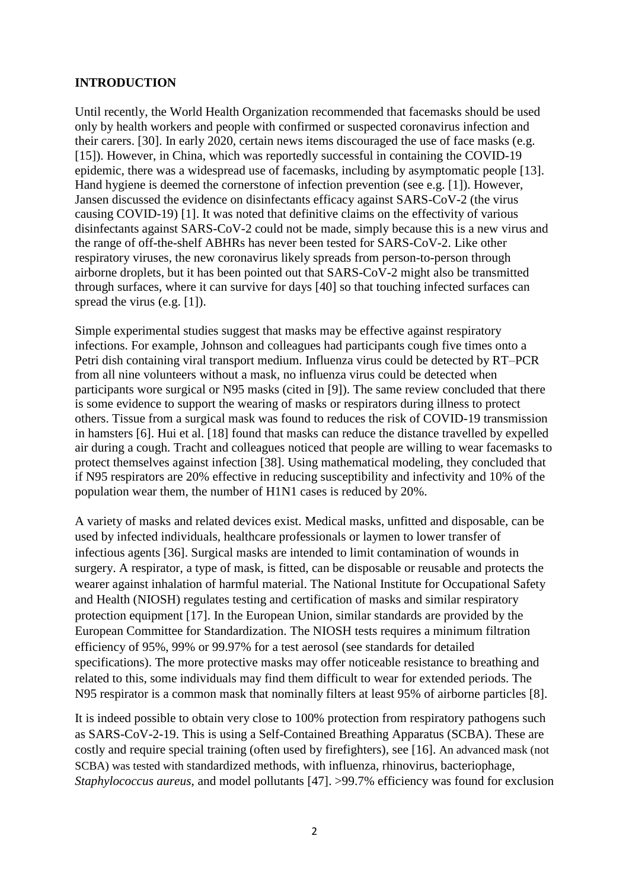**INTRODUCTION**

Until recently, the World Health Organization recommended that facemasks should be used only by health workers and people with confirmed or suspected coronavirus infection and their carers. [30]. In early 2020, certain news items discouraged the use of face masks (e.g. [15]). However, in China, which was reportedly successful in containing the COVID-19 epidemic, there was a widespread use of facemasks, including by asymptomatic people [13]. Hand hygiene is deemed the cornerstone of infection prevention (see e.g. [1]). However, Jansen discussed the evidence on disinfectants efficacy against SARS-CoV-2 (the virus causing COVID-19) [1]. It was noted that definitive claims on the effectivity of various disinfectants against SARS-CoV-2 could not be made, simply because this is a new virus and the range of off-the-shelf ABHRs has never been tested for SARS-CoV-2. Like other respiratory viruses, the new coronavirus likely spreads from person-to-person through airborne droplets, but it has been pointed out that SARS-CoV-2 might also be transmitted through surfaces, where it can survive for days [40] so that touching infected surfaces can spread the virus (e.g. [1]).

Simple experimental studies suggest that masks may be effective against respiratory infections. For example, Johnson and colleagues had participants cough five times onto a Petri dish containing viral transport medium. Influenza virus could be detected by RT–PCR from all nine volunteers without a mask, no influenza virus could be detected when participants wore surgical or N95 masks (cited in [9]). The same review concluded that there is some evidence to support the wearing of masks or respirators during illness to protect others. Tissue from a surgical mask was found to reduces the risk of COVID-19 transmission in hamsters [6]. Hui et al. [18] found that masks can reduce the distance travelled by expelled air during a cough. Tracht and colleagues noticed that people are willing to wear facemasks to protect themselves against infection [38]. Using mathematical modeling, they concluded that if N95 respirators are 20% effective in reducing susceptibility and infectivity and 10% of the population wear them, the number of H1N1 cases is reduced by 20%.

A variety of masks and related devices exist. Medical masks, unfitted and disposable, can be used by infected individuals, healthcare professionals or laymen to lower transfer of infectious agents [36]. Surgical masks are intended to limit contamination of wounds in surgery. A respirator, a type of mask, is fitted, can be disposable or reusable and protects the wearer against inhalation of harmful material. The National Institute for Occupational Safety and Health (NIOSH) regulates testing and certification of masks and similar respiratory protection equipment [17]. In the European Union, similar standards are provided by the European Committee for Standardization. The NIOSH tests requires a minimum filtration efficiency of 95%, 99% or 99.97% for a test aerosol (see standards for detailed specifications). The more protective masks may offer noticeable resistance to breathing and related to this, some individuals may find them difficult to wear for extended periods. The N95 respirator is a common mask that nominally filters at least 95% of airborne particles [8].

It is indeed possible to obtain very close to 100% protection from respiratory pathogens such as SARS-CoV-2-19. This is using a Self-Contained Breathing Apparatus (SCBA). These are costly and require special training (often used by firefighters), see [16]. An advanced mask (not SCBA) was tested with standardized methods, with influenza, rhinovirus, bacteriophage, *Staphylococcus aureus*, and model pollutants [47]. >99.7% efficiency was found for exclusion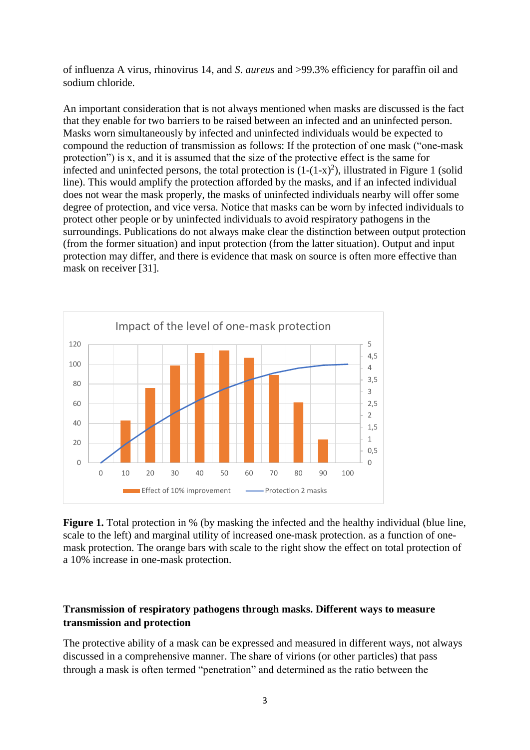of influenza A virus, rhinovirus 14, and *S. aureus* and >99.3% efficiency for paraffin oil and sodium chloride.

An important consideration that is not always mentioned when masks are discussed is the fact that they enable for two barriers to be raised between an infected and an uninfected person. Masks worn simultaneously by infected and uninfected individuals would be expected to compound the reduction of transmission as follows: If the protection of one mask ("one-mask protection") is x, and it is assumed that the size of the protective effect is the same for infected and uninfected persons, the total protection is $(1-(1-x)^2)$, illustrated in Figure 1 (solid line). This would amplify the protection afforded by the masks, and if an infected individual does not wear the mask properly, the masks of uninfected individuals nearby will offer some degree of protection, and vice versa. Notice that masks can be worn by infected individuals to protect other people or by uninfected individuals to avoid respiratory pathogens in the surroundings. Publications do not always make clear the distinction between output protection (from the former situation) and input protection (from the latter situation). Output and input protection may differ, and there is evidence that mask on source is often more effective than mask on receiver [31].

**Figure 1.** Total protection in % (by masking the infected and the healthy individual (blue line, scale to the left) and marginal utility of increased one-mask protection. as a function of one-mask protection. The orange bars with scale to the right show the effect on total protection of a 10% increase in one-mask protection.

**Transmission of respiratory pathogens through masks. Different ways to measure transmission and protection**

The protective ability of a mask can be expressed and measured in different ways, not always discussed in a comprehensive manner. The share of virions (or other particles) that pass through a mask is often termed "penetration" and determined as the ratio between the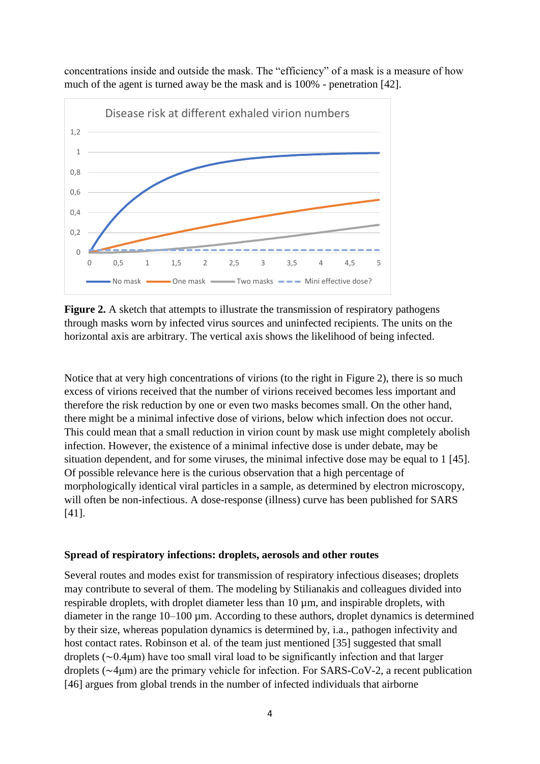concentrations inside and outside the mask. The “efficiency” of a mask is a measure of how much of the agent is turned away be the mask and is 100% - penetration [42].

**Figure 2.** A sketch that attempts to illustrate the transmission of respiratory pathogens through masks worn by infected virus sources and uninfected recipients. The units on the horizontal axis are arbitrary. The vertical axis shows the likelihood of being infected.

Notice that at very high concentrations of virions (to the right in Figure 2), there is so much excess of virions received that the number of virions received becomes less important and therefore the risk reduction by one or even two masks becomes small. On the other hand, there might be a minimal infective dose of virions, below which infection does not occur. This could mean that a small reduction in virion count by mask use might completely abolish infection. However, the existence of a minimal infective dose is under debate, may be situation dependent, and for some viruses, the minimal infective dose may be equal to 1 [45]. Of possible relevance here is the curious observation that a high percentage of morphologically identical viral particles in a sample, as determined by electron microscopy, will often be non-infectious. A dose-response (illness) curve has been published for SARS [41].

**Spread of respiratory infections: droplets, aerosols and other routes**

Several routes and modes exist for transmission of respiratory infectious diseases; droplets may contribute to several of them. The modeling by Stilianakis and colleagues divided into respirable droplets, with droplet diameter less than 10 µm, and inspirable droplets, with diameter in the range 10–100 µm. According to these authors, droplet dynamics is determined by their size, whereas population dynamics is determined by, i.a., pathogen infectivity and host contact rates. Robinson et al. of the team just mentioned [35] suggested that small droplets (~0.4µm) have too small viral load to be significantly infection and that larger droplets (~4µm) are the primary vehicle for infection. For SARS-CoV-2, a recent publication [46] argues from global trends in the number of infected individuals that airborne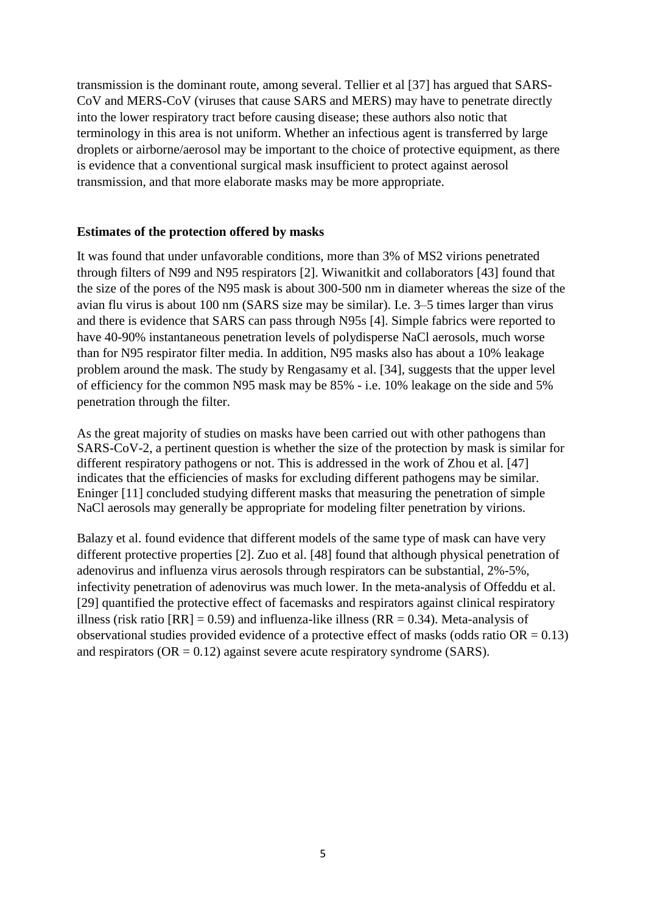transmission is the dominant route, among several. Tellier et al [37] has argued that SARS-CoV and MERS-CoV (viruses that cause SARS and MERS) may have to penetrate directly into the lower respiratory tract before causing disease; these authors also notic that terminology in this area is not uniform. Whether an infectious agent is transferred by large droplets or airborne/aerosol may be important to the choice of protective equipment, as there is evidence that a conventional surgical mask insufficient to protect against aerosol transmission, and that more elaborate masks may be more appropriate.

**Estimates of the protection offered by masks**

It was found that under unfavorable conditions, more than 3% of MS2 virions penetrated through filters of N99 and N95 respirators [2]. Wiwanitkit and collaborators [43] found that the size of the pores of the N95 mask is about 300-500 nm in diameter whereas the size of the avian flu virus is about 100 nm (SARS size may be similar). I.e. 3–5 times larger than virus and there is evidence that SARS can pass through N95s [4]. Simple fabrics were reported to have 40-90% instantaneous penetration levels of polydisperse NaCl aerosols, much worse than for N95 respirator filter media. In addition, N95 masks also has about a 10% leakage problem around the mask. The study by Rengasamy et al. [34], suggests that the upper level of efficiency for the common N95 mask may be 85% - i.e. 10% leakage on the side and 5% penetration through the filter.

As the great majority of studies on masks have been carried out with other pathogens than SARS-CoV-2, a pertinent question is whether the size of the protection by mask is similar for different respiratory pathogens or not. This is addressed in the work of Zhou et al. [47] indicates that the efficiencies of masks for excluding different pathogens may be similar. Eninger [11] concluded studying different masks that measuring the penetration of simple NaCl aerosols may generally be appropriate for modeling filter penetration by virions.

Balazy et al. found evidence that different models of the same type of mask can have very different protective properties [2]. Zuo et al. [48] found that although physical penetration of adenovirus and influenza virus aerosols through respirators can be substantial, 2%-5%, infectivity penetration of adenovirus was much lower. In the meta-analysis of Offeddu et al. [29] quantified the protective effect of facemasks and respirators against clinical respiratory illness (risk ratio [RR] = 0.59) and influenza-like illness (RR = 0.34). Meta-analysis of observational studies provided evidence of a protective effect of masks (odds ratio OR = 0.13) and respirators (OR = 0.12) against severe acute respiratory syndrome (SARS).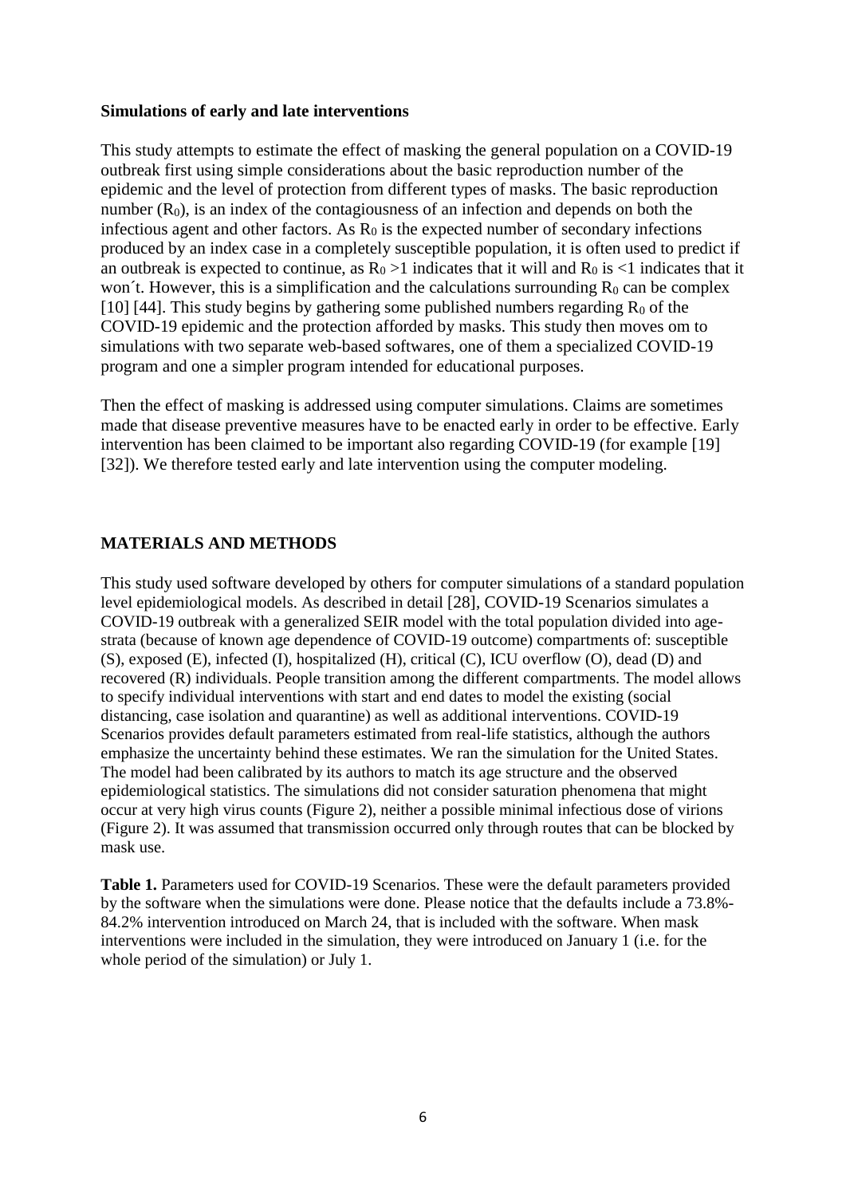**Simulations of early and late interventions**

This study attempts to estimate the effect of masking the general population on a COVID-19 outbreak first using simple considerations about the basic reproduction number of the epidemic and the level of protection from different types of masks. The basic reproduction number ($R_0$), is an index of the contagiousness of an infection and depends on both the infectious agent and other factors. As $R_0$ is the expected number of secondary infections produced by an index case in a completely susceptible population, it is often used to predict if an outbreak is expected to continue, as $R_0 > 1$ indicates that it will and $R_0$ is $< 1$ indicates that it won´t. However, this is a simplification and the calculations surrounding $R_0$ can be complex [10] [44]. This study begins by gathering some published numbers regarding $R_0$ of the COVID-19 epidemic and the protection afforded by masks. This study then moves om to simulations with two separate web-based softwares, one of them a specialized COVID-19 program and one a simpler program intended for educational purposes.

Then the effect of masking is addressed using computer simulations. Claims are sometimes made that disease preventive measures have to be enacted early in order to be effective. Early intervention has been claimed to be important also regarding COVID-19 (for example [19] [32]). We therefore tested early and late intervention using the computer modeling.

## MATERIALS AND METHODS

This study used software developed by others for computer simulations of a standard population level epidemiological models. As described in detail [28], COVID-19 Scenarios simulates a COVID-19 outbreak with a generalized SEIR model with the total population divided into age-strata (because of known age dependence of COVID-19 outcome) compartments of: susceptible (S), exposed (E), infected (I), hospitalized (H), critical (C), ICU overflow (O), dead (D) and recovered (R) individuals. People transition among the different compartments. The model allows to specify individual interventions with start and end dates to model the existing (social distancing, case isolation and quarantine) as well as additional interventions. COVID-19 Scenarios provides default parameters estimated from real-life statistics, although the authors emphasize the uncertainty behind these estimates. We ran the simulation for the United States. The model had been calibrated by its authors to match its age structure and the observed epidemiological statistics. The simulations did not consider saturation phenomena that might occur at very high virus counts (Figure 2), neither a possible minimal infectious dose of virions (Figure 2). It was assumed that transmission occurred only through routes that can be blocked by mask use.

**Table 1.** Parameters used for COVID-19 Scenarios. These were the default parameters provided by the software when the simulations were done. Please notice that the defaults include a 73.8%-84.2% intervention introduced on March 24, that is included with the software. When mask interventions were included in the simulation, they were introduced on January 1 (i.e. for the whole period of the simulation) or July 1.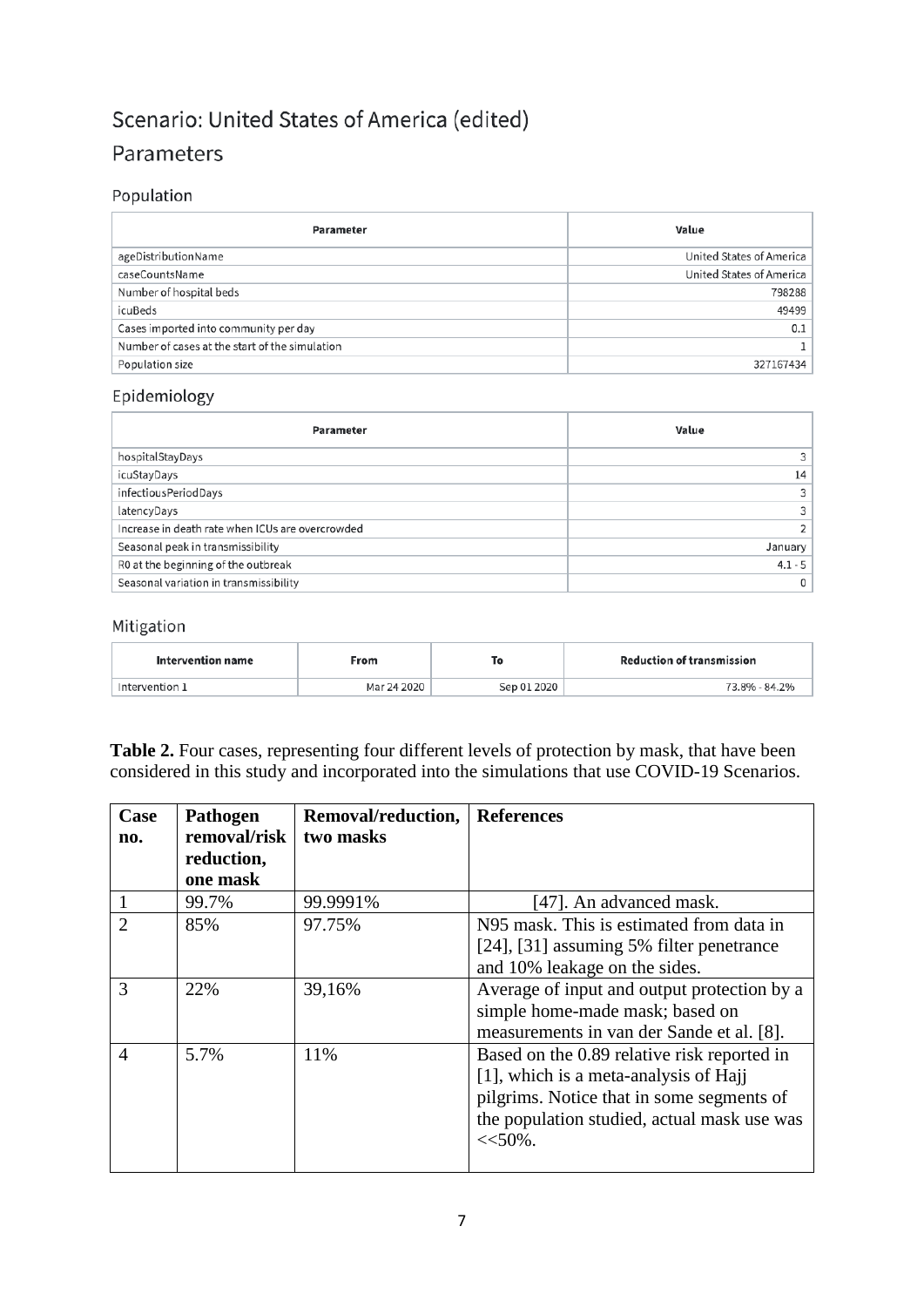# Scenario: United States of America (edited)

## Parameters

### Population

| Parameter | Value |
|---|---|
| ageDistributionName | United States of America |
| caseCountsName | United States of America |
| Number of hospital beds | 798288 |
| icuBeds | 49499 |
| Cases imported into community per day | 0.1 |
| Number of cases at the start of the simulation | 1 |
| Population size | 327167434 |

### Epidemiology

| Parameter | Value |
|---|---|
| hospitalStayDays | 3 |
| icuStayDays | 14 |
| infectiousPeriodDays | 3 |
| latencyDays | 3 |
| Increase in death rate when ICUs are overcrowded | 2 |
| Seasonal peak in transmissibility | January |
| R0 at the beginning of the outbreak | 4.1 - 5 |
| Seasonal variation in transmissibility | 0 |

### Mitigation

| Intervention name | From | To | Reduction of transmission |
|---|---|---|---|
| Intervention 1 | Mar 24 2020 | Sep 01 2020 | 73.8% - 84.2% |

**Table 2.** Four cases, representing four different levels of protection by mask, that have been considered in this study and incorporated into the simulations that use COVID-19 Scenarios.

| Case no. | Pathogen removal/risk reduction, one mask | Removal/reduction, two masks | References |
|---|---|---|---|
| 1 | 99.7% | 99.9991% | [47]. An advanced mask. |
| 2 | 85% | 97.75% | N95 mask. This is estimated from data in [24], [31] assuming 5% filter penetrance and 10% leakage on the sides. |
| 3 | 22% | 39,16% | Average of input and output protection by a simple home-made mask; based on measurements in van der Sande et al. [8]. |
| 4 | 5.7% | 11% | Based on the 0.89 relative risk reported in [1], which is a meta-analysis of Hajj pilgrims. Notice that in some segments of the population studied, actual mask use was <<50%. |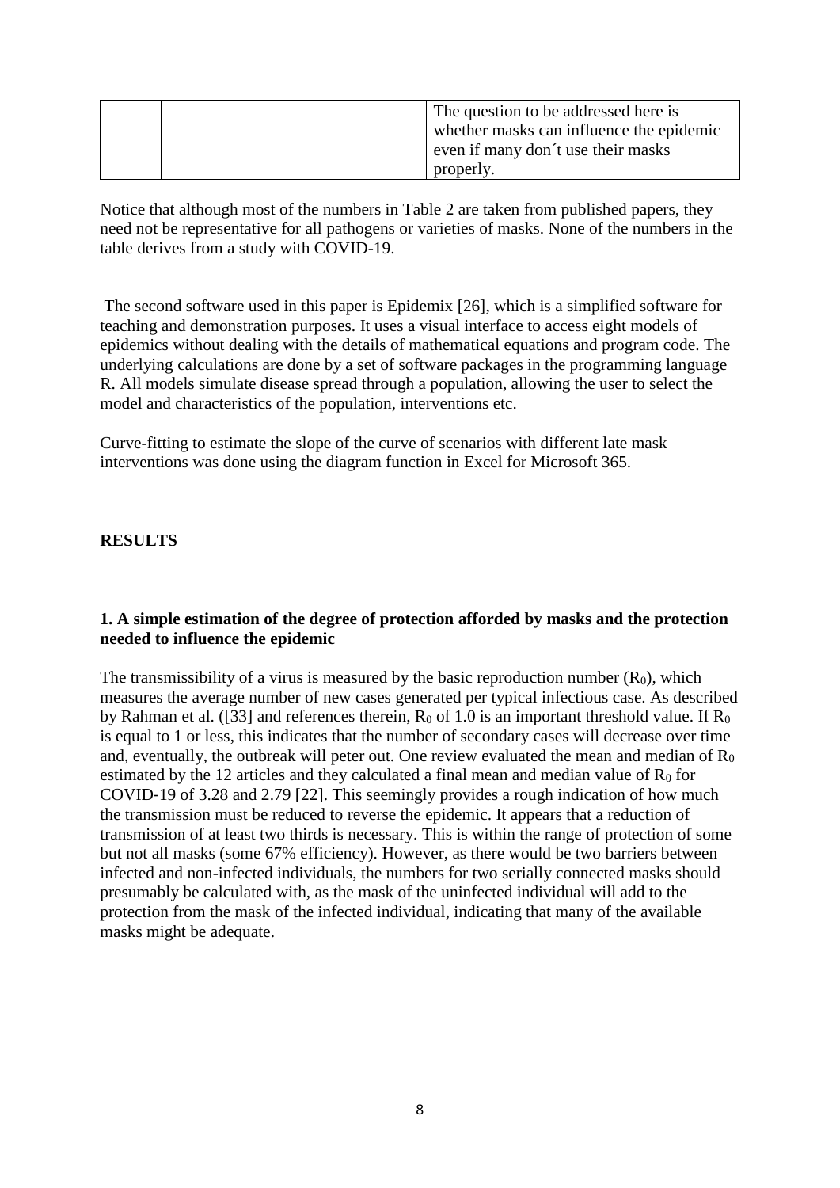|  |  |  | The question to be addressed here is whether masks can influence the epidemic even if many don´t use their masks properly. |
| --- | --- | --- | --- |

Notice that although most of the numbers in Table 2 are taken from published papers, they need not be representative for all pathogens or varieties of masks. None of the numbers in the table derives from a study with COVID-19.

The second software used in this paper is Epidemix [26], which is a simplified software for teaching and demonstration purposes. It uses a visual interface to access eight models of epidemics without dealing with the details of mathematical equations and program code. The underlying calculations are done by a set of software packages in the programming language R. All models simulate disease spread through a population, allowing the user to select the model and characteristics of the population, interventions etc.

Curve-fitting to estimate the slope of the curve of scenarios with different late mask interventions was done using the diagram function in Excel for Microsoft 365.

## RESULTS

### 1. A simple estimation of the degree of protection afforded by masks and the protection needed to influence the epidemic

The transmissibility of a virus is measured by the basic reproduction number ($R_0$), which measures the average number of new cases generated per typical infectious case. As described by Rahman et al. ([33] and references therein, $R_0$ of 1.0 is an important threshold value. If $R_0$ is equal to 1 or less, this indicates that the number of secondary cases will decrease over time and, eventually, the outbreak will peter out. One review evaluated the mean and median of $R_0$ estimated by the 12 articles and they calculated a final mean and median value of $R_0$ for COVID-19 of 3.28 and 2.79 [22]. This seemingly provides a rough indication of how much the transmission must be reduced to reverse the epidemic. It appears that a reduction of transmission of at least two thirds is necessary. This is within the range of protection of some but not all masks (some 67% efficiency). However, as there would be two barriers between infected and non-infected individuals, the numbers for two serially connected masks should presumably be calculated with, as the mask of the uninfected individual will add to the protection from the mask of the infected individual, indicating that many of the available masks might be adequate.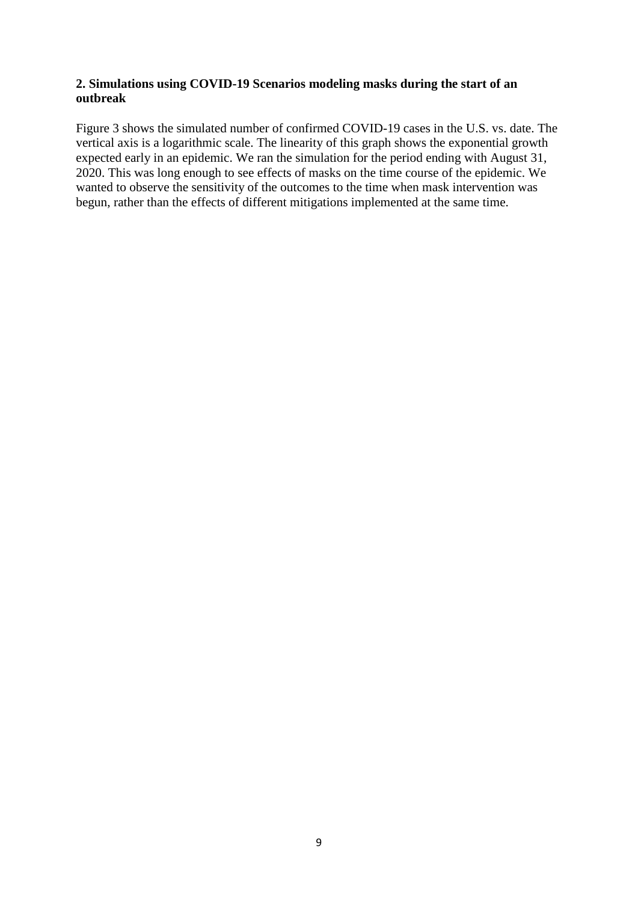**2. Simulations using COVID-19 Scenarios modeling masks during the start of an outbreak**

Figure 3 shows the simulated number of confirmed COVID-19 cases in the U.S. vs. date. The vertical axis is a logarithmic scale. The linearity of this graph shows the exponential growth expected early in an epidemic. We ran the simulation for the period ending with August 31, 2020. This was long enough to see effects of masks on the time course of the epidemic. We wanted to observe the sensitivity of the outcomes to the time when mask intervention was begun, rather than the effects of different mitigations implemented at the same time.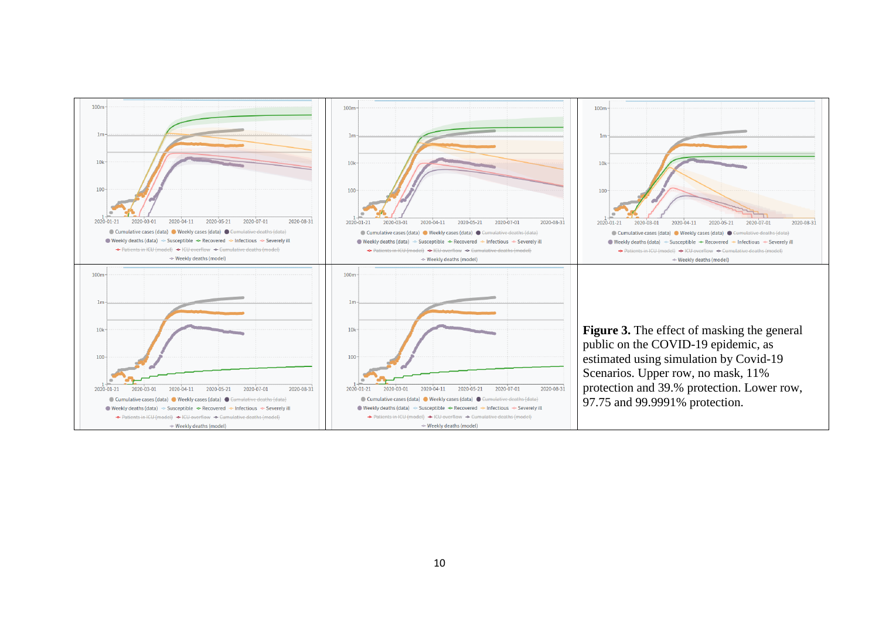**Figure 3.** The effect of masking the general public on the COVID-19 epidemic, as estimated using simulation by Covid-19 Scenarios. Upper row, no mask, 11% protection and 39.% protection. Lower row, 97.75 and 99.9991% protection.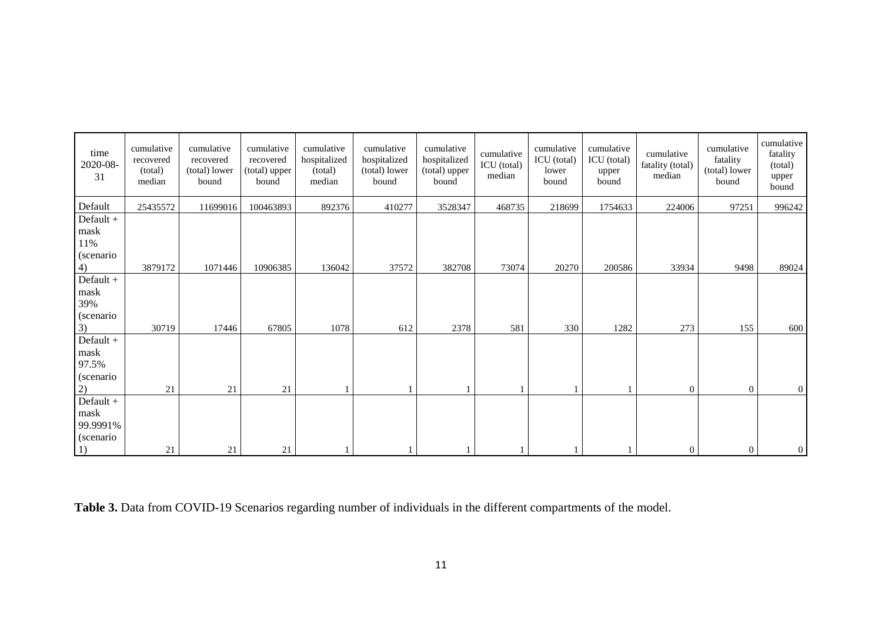| time 2020-08-31 | cumulative recovered (total) median | cumulative recovered (total) lower bound | cumulative recovered (total) upper bound | cumulative hospitalized (total) median | cumulative hospitalized (total) lower bound | cumulative hospitalized (total) upper bound | cumulative ICU (total) median | cumulative ICU (total) lower bound | cumulative ICU (total) upper bound | cumulative fatality (total) median | cumulative fatality (total) lower bound | cumulative fatality (total) upper bound |
|---|---|---|---|---|---|---|---|---|---|---|---|---|
| Default | 25435572 | 11699016 | 100463893 | 892376 | 410277 | 3528347 | 468735 | 218699 | 1754633 | 224006 | 97251 | 996242 |
| Default + mask 11% (scenario 4) | 3879172 | 1071446 | 10906385 | 136042 | 37572 | 382708 | 73074 | 20270 | 200586 | 33934 | 9498 | 89024 |
| Default + mask 39% (scenario 3) | 30719 | 17446 | 67805 | 1078 | 612 | 2378 | 581 | 330 | 1282 | 273 | 155 | 600 |
| Default + mask 97.5% (scenario 2) | 21 | 21 | 21 | 1 | 1 | 1 | 1 | 1 | 1 | 0 | 0 | 0 |
| Default + mask 99.9991% (scenario 1) | 21 | 21 | 21 | 1 | 1 | 1 | 1 | 1 | 1 | 0 | 0 | 0 |

**Table 3.** Data from COVID-19 Scenarios regarding number of individuals in the different compartments of the model.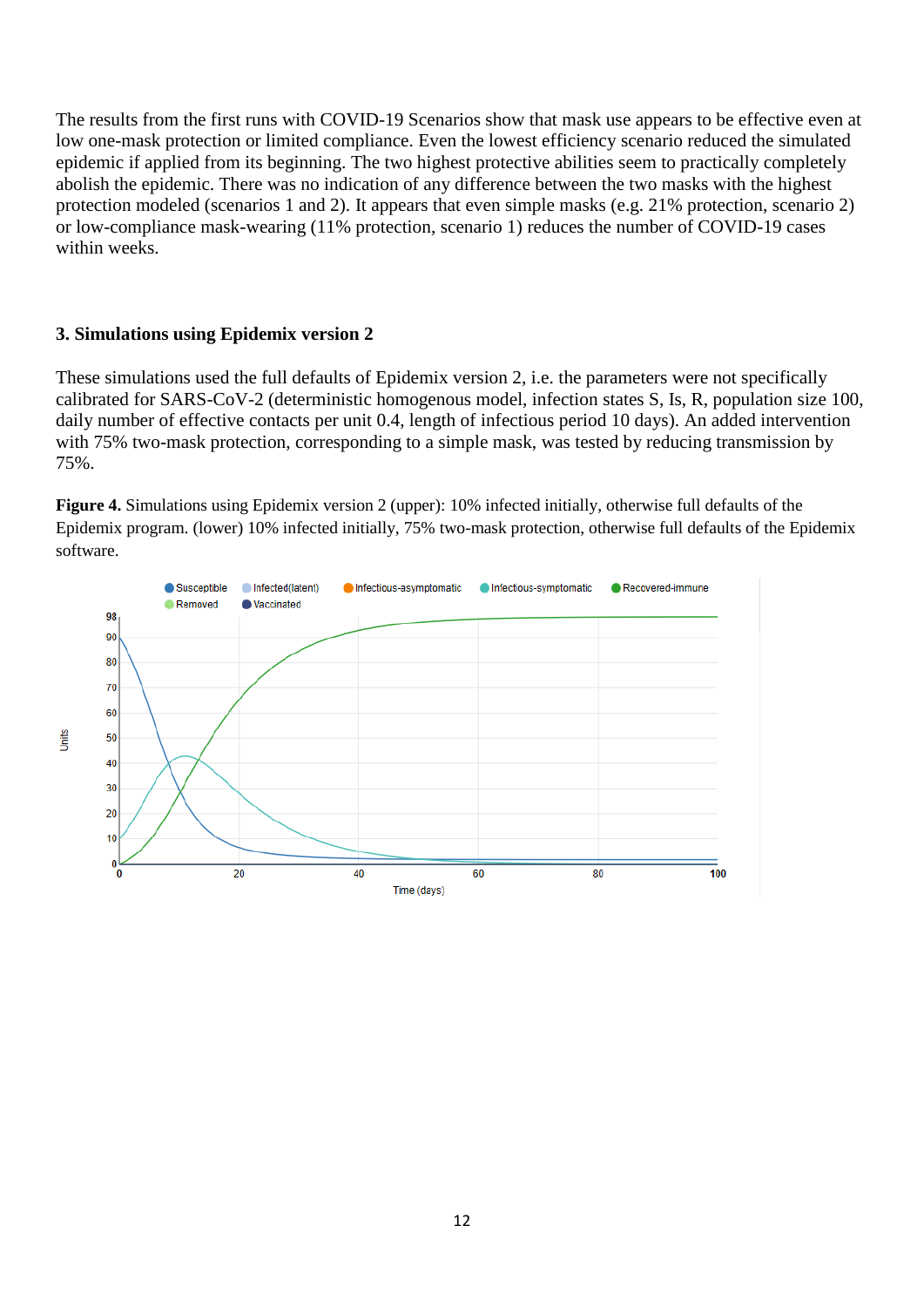The results from the first runs with COVID-19 Scenarios show that mask use appears to be effective even at low one-mask protection or limited compliance. Even the lowest efficiency scenario reduced the simulated epidemic if applied from its beginning. The two highest protective abilities seem to practically completely abolish the epidemic. There was no indication of any difference between the two masks with the highest protection modeled (scenarios 1 and 2). It appears that even simple masks (e.g. 21% protection, scenario 2) or low-compliance mask-wearing (11% protection, scenario 1) reduces the number of COVID-19 cases within weeks.

### 3. Simulations using Epidemix version 2

These simulations used the full defaults of Epidemix version 2, i.e. the parameters were not specifically calibrated for SARS-CoV-2 (deterministic homogenous model, infection states S, Is, R, population size 100, daily number of effective contacts per unit 0.4, length of infectious period 10 days). An added intervention with 75% two-mask protection, corresponding to a simple mask, was tested by reducing transmission by 75%.

**Figure 4.** Simulations using Epidemix version 2 (upper): 10% infected initially, otherwise full defaults of the Epidemix program. (lower) 10% infected initially, 75% two-mask protection, otherwise full defaults of the Epidemix software.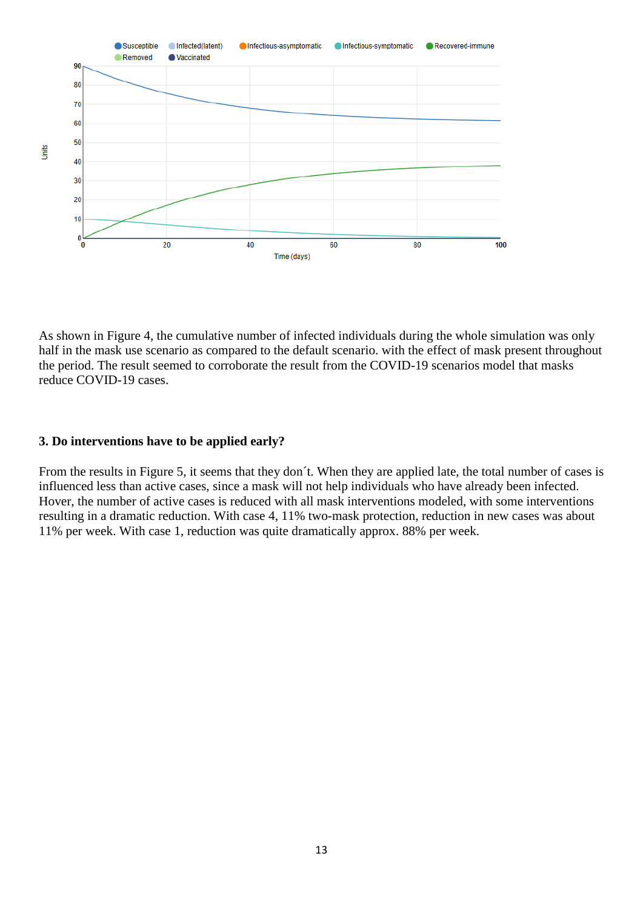As shown in Figure 4, the cumulative number of infected individuals during the whole simulation was only half in the mask use scenario as compared to the default scenario. with the effect of mask present throughout the period. The result seemed to corroborate the result from the COVID-19 scenarios model that masks reduce COVID-19 cases.

### 3. Do interventions have to be applied early?

From the results in Figure 5, it seems that they don´t. When they are applied late, the total number of cases is influenced less than active cases, since a mask will not help individuals who have already been infected. Hover, the number of active cases is reduced with all mask interventions modeled, with some interventions resulting in a dramatic reduction. With case 4, 11% two-mask protection, reduction in new cases was about 11% per week. With case 1, reduction was quite dramatically approx. 88% per week.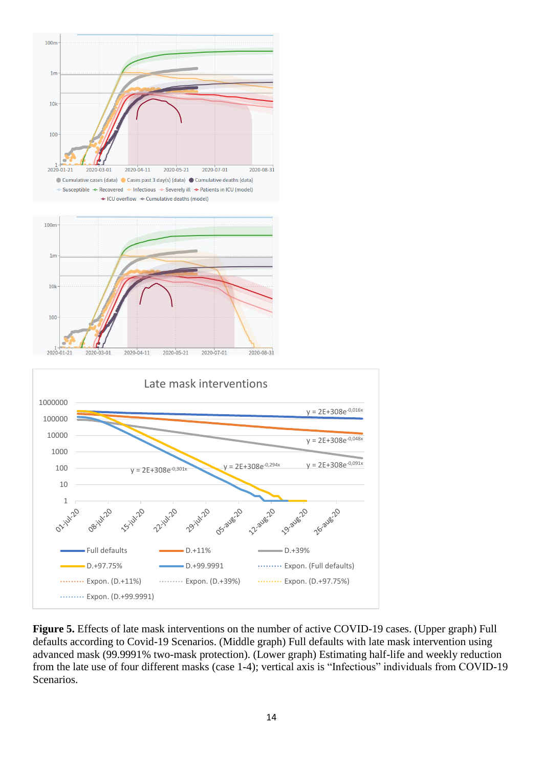**Figure 5.** Effects of late mask interventions on the number of active COVID-19 cases. (Upper graph) Full defaults according to Covid-19 Scenarios. (Middle graph) Full defaults with late mask intervention using advanced mask (99.9991% two-mask protection). (Lower graph) Estimating half-life and weekly reduction from the late use of four different masks (case 1-4); vertical axis is “Infectious” individuals from COVID-19 Scenarios.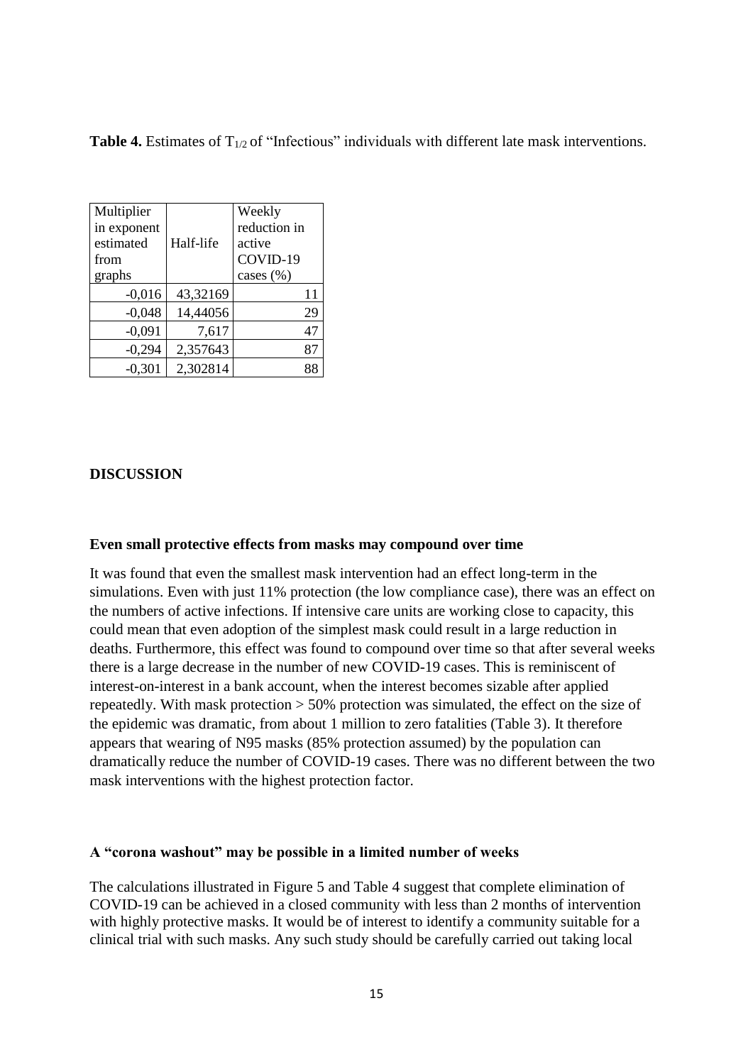**Table 4.** Estimates of $T_{1/2}$ of "Infectious" individuals with different late mask interventions.

| Multiplier in exponent estimated from graphs | Half-life | Weekly reduction in active COVID-19 cases (%) |
|---|---|---|
| -0,016 | 43,32169 | 11 |
| -0,048 | 14,44056 | 29 |
| -0,091 | 7,617 | 47 |
| -0,294 | 2,357643 | 87 |
| -0,301 | 2,302814 | 88 |

## DISCUSSION

### Even small protective effects from masks may compound over time

It was found that even the smallest mask intervention had an effect long-term in the simulations. Even with just 11% protection (the low compliance case), there was an effect on the numbers of active infections. If intensive care units are working close to capacity, this could mean that even adoption of the simplest mask could result in a large reduction in deaths. Furthermore, this effect was found to compound over time so that after several weeks there is a large decrease in the number of new COVID-19 cases. This is reminiscent of interest-on-interest in a bank account, when the interest becomes sizable after applied repeatedly. With mask protection > 50% protection was simulated, the effect on the size of the epidemic was dramatic, from about 1 million to zero fatalities (Table 3). It therefore appears that wearing of N95 masks (85% protection assumed) by the population can dramatically reduce the number of COVID-19 cases. There was no different between the two mask interventions with the highest protection factor.

### A "corona washout" may be possible in a limited number of weeks

The calculations illustrated in Figure 5 and Table 4 suggest that complete elimination of COVID-19 can be achieved in a closed community with less than 2 months of intervention with highly protective masks. It would be of interest to identify a community suitable for a clinical trial with such masks. Any such study should be carefully carried out taking local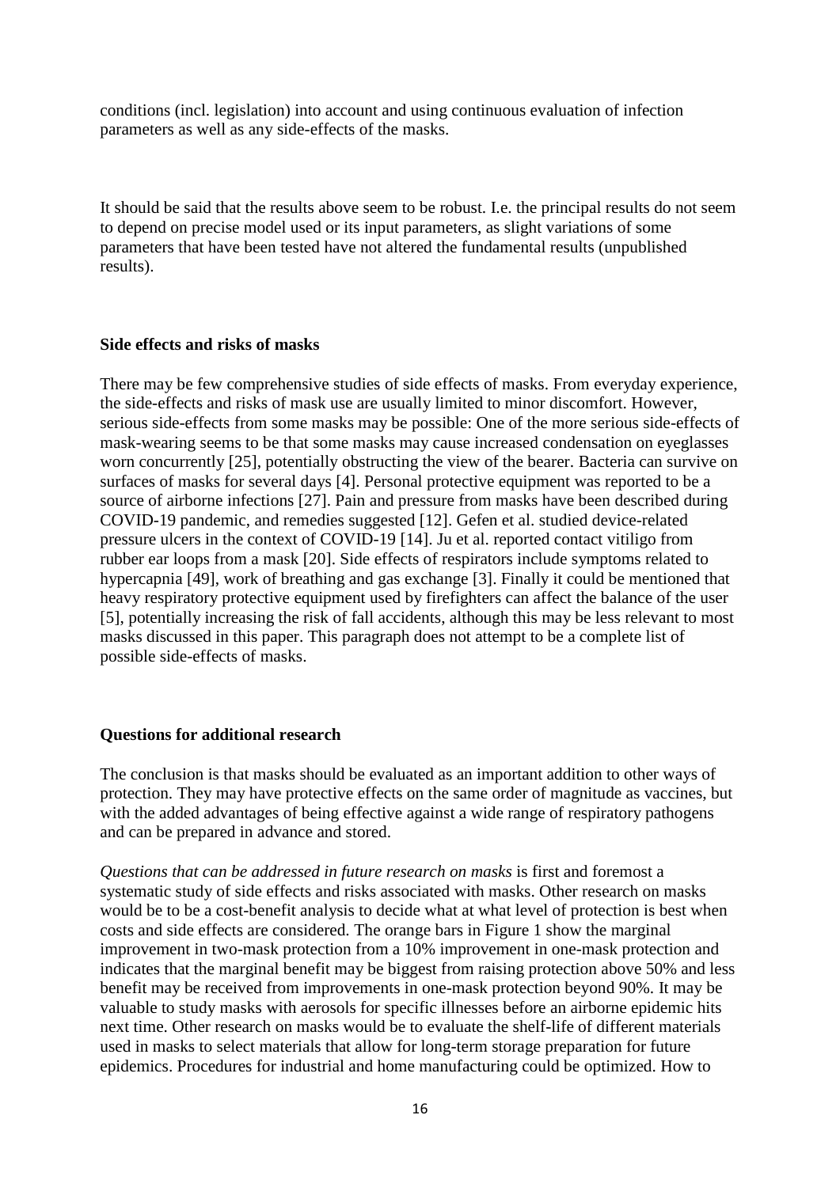conditions (incl. legislation) into account and using continuous evaluation of infection parameters as well as any side-effects of the masks.

It should be said that the results above seem to be robust. I.e. the principal results do not seem to depend on precise model used or its input parameters, as slight variations of some parameters that have been tested have not altered the fundamental results (unpublished results).

**Side effects and risks of masks**

There may be few comprehensive studies of side effects of masks. From everyday experience, the side-effects and risks of mask use are usually limited to minor discomfort. However, serious side-effects from some masks may be possible: One of the more serious side-effects of mask-wearing seems to be that some masks may cause increased condensation on eyeglasses worn concurrently [25], potentially obstructing the view of the bearer. Bacteria can survive on surfaces of masks for several days [4]. Personal protective equipment was reported to be a source of airborne infections [27]. Pain and pressure from masks have been described during COVID-19 pandemic, and remedies suggested [12]. Gefen et al. studied device-related pressure ulcers in the context of COVID-19 [14]. Ju et al. reported contact vitiligo from rubber ear loops from a mask [20]. Side effects of respirators include symptoms related to hypercapnia [49], work of breathing and gas exchange [3]. Finally it could be mentioned that heavy respiratory protective equipment used by firefighters can affect the balance of the user [5], potentially increasing the risk of fall accidents, although this may be less relevant to most masks discussed in this paper. This paragraph does not attempt to be a complete list of possible side-effects of masks.

**Questions for additional research**

The conclusion is that masks should be evaluated as an important addition to other ways of protection. They may have protective effects on the same order of magnitude as vaccines, but with the added advantages of being effective against a wide range of respiratory pathogens and can be prepared in advance and stored.

*Questions that can be addressed in future research on masks* is first and foremost a systematic study of side effects and risks associated with masks. Other research on masks would be to be a cost-benefit analysis to decide what at what level of protection is best when costs and side effects are considered. The orange bars in Figure 1 show the marginal improvement in two-mask protection from a 10% improvement in one-mask protection and indicates that the marginal benefit may be biggest from raising protection above 50% and less benefit may be received from improvements in one-mask protection beyond 90%. It may be valuable to study masks with aerosols for specific illnesses before an airborne epidemic hits next time. Other research on masks would be to evaluate the shelf-life of different materials used in masks to select materials that allow for long-term storage preparation for future epidemics. Procedures for industrial and home manufacturing could be optimized. How to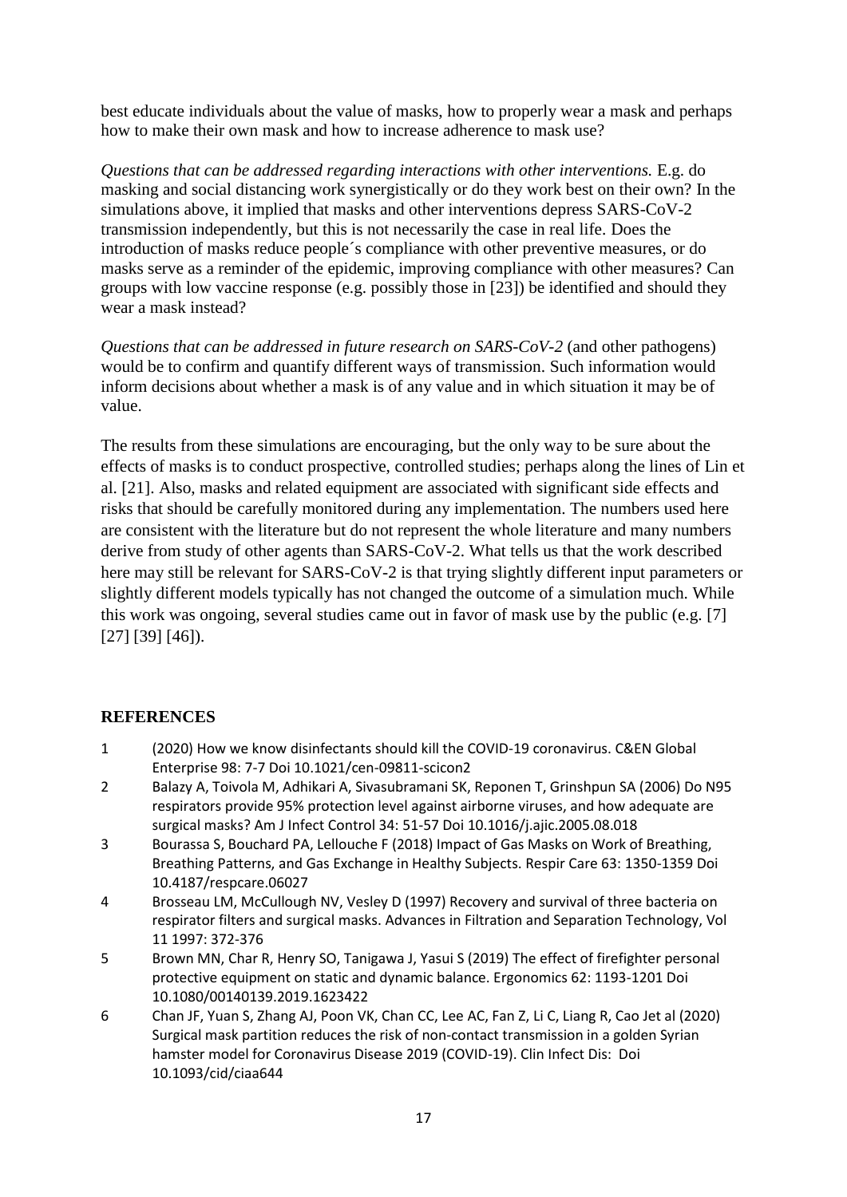best educate individuals about the value of masks, how to properly wear a mask and perhaps how to make their own mask and how to increase adherence to mask use?

*Questions that can be addressed regarding interactions with other interventions.* E.g. do masking and social distancing work synergistically or do they work best on their own? In the simulations above, it implied that masks and other interventions depress SARS-CoV-2 transmission independently, but this is not necessarily the case in real life. Does the introduction of masks reduce people´s compliance with other preventive measures, or do masks serve as a reminder of the epidemic, improving compliance with other measures? Can groups with low vaccine response (e.g. possibly those in [23]) be identified and should they wear a mask instead?

*Questions that can be addressed in future research on SARS-CoV-2* (and other pathogens) would be to confirm and quantify different ways of transmission. Such information would inform decisions about whether a mask is of any value and in which situation it may be of value.

The results from these simulations are encouraging, but the only way to be sure about the effects of masks is to conduct prospective, controlled studies; perhaps along the lines of Lin et al. [21]. Also, masks and related equipment are associated with significant side effects and risks that should be carefully monitored during any implementation. The numbers used here are consistent with the literature but do not represent the whole literature and many numbers derive from study of other agents than SARS-CoV-2. What tells us that the work described here may still be relevant for SARS-CoV-2 is that trying slightly different input parameters or slightly different models typically has not changed the outcome of a simulation much. While this work was ongoing, several studies came out in favor of mask use by the public (e.g. [7] [27] [39] [46]).

## REFERENCES

1. (2020) How we know disinfectants should kill the COVID-19 coronavirus. C&EN Global Enterprise 98: 7-7 Doi 10.1021/cen-09811-scicon2
2. Balazy A, Toivola M, Adhikari A, Sivasubramani SK, Reponen T, Grinshpun SA (2006) Do N95 respirators provide 95% protection level against airborne viruses, and how adequate are surgical masks? Am J Infect Control 34: 51-57 Doi 10.1016/j.ajic.2005.08.018
3. Bourassa S, Bouchard PA, Lellouche F (2018) Impact of Gas Masks on Work of Breathing, Breathing Patterns, and Gas Exchange in Healthy Subjects. Respir Care 63: 1350-1359 Doi 10.4187/respcare.06027
4. Brosseau LM, McCullough NV, Vesley D (1997) Recovery and survival of three bacteria on respirator filters and surgical masks. Advances in Filtration and Separation Technology, Vol 11 1997: 372-376
5. Brown MN, Char R, Henry SO, Tanigawa J, Yasui S (2019) The effect of firefighter personal protective equipment on static and dynamic balance. Ergonomics 62: 1193-1201 Doi 10.1080/00140139.2019.1623422
6. Chan JF, Yuan S, Zhang AJ, Poon VK, Chan CC, Lee AC, Fan Z, Li C, Liang R, Cao Jet al (2020) Surgical mask partition reduces the risk of non-contact transmission in a golden Syrian hamster model for Coronavirus Disease 2019 (COVID-19). Clin Infect Dis: Doi 10.1093/cid/ciaa644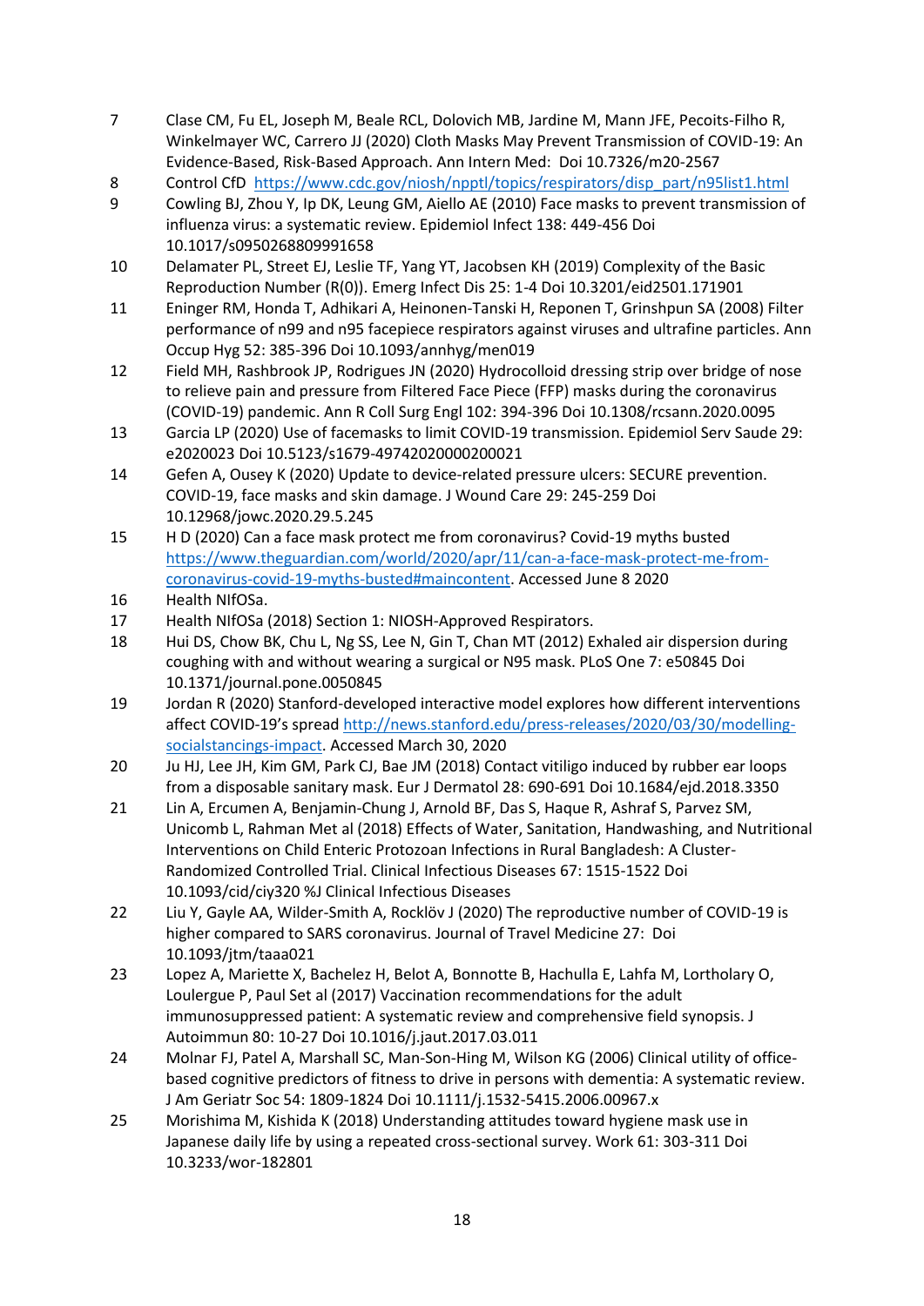7. Clase CM, Fu EL, Joseph M, Beale RCL, Dolovich MB, Jardine M, Mann JFE, Pecoits-Filho R, Winkelmayer WC, Carrero JJ (2020) Cloth Masks May Prevent Transmission of COVID-19: An Evidence-Based, Risk-Based Approach. Ann Intern Med: Doi 10.7326/m20-2567
8. Control CfD https://www.cdc.gov/niosh/npptl/topics/respirators/disp_part/n95list1.html
9. Cowling BJ, Zhou Y, Ip DK, Leung GM, Aiello AE (2010) Face masks to prevent transmission of influenza virus: a systematic review. Epidemiol Infect 138: 449-456 Doi 10.1017/s0950268809991658
10. Delamater PL, Street EJ, Leslie TF, Yang YT, Jacobsen KH (2019) Complexity of the Basic Reproduction Number (R(0)). Emerg Infect Dis 25: 1-4 Doi 10.3201/eid2501.171901
11. Eninger RM, Honda T, Adhikari A, Heinonen-Tanski H, Reponen T, Grinshpun SA (2008) Filter performance of n99 and n95 facepiece respirators against viruses and ultrafine particles. Ann Occup Hyg 52: 385-396 Doi 10.1093/annhyg/men019
12. Field MH, Rashbrook JP, Rodrigues JN (2020) Hydrocolloid dressing strip over bridge of nose to relieve pain and pressure from Filtered Face Piece (FFP) masks during the coronavirus (COVID-19) pandemic. Ann R Coll Surg Engl 102: 394-396 Doi 10.1308/rcsann.2020.0095
13. Garcia LP (2020) Use of facemasks to limit COVID-19 transmission. Epidemiol Serv Saude 29: e2020023 Doi 10.5123/s1679-49742020000200021
14. Gefen A, Ousey K (2020) Update to device-related pressure ulcers: SECURE prevention. COVID-19, face masks and skin damage. J Wound Care 29: 245-259 Doi 10.12968/jowc.2020.29.5.245
15. H D (2020) Can a face mask protect me from coronavirus? Covid-19 myths busted https://www.theguardian.com/world/2020/apr/11/can-a-face-mask-protect-me-from-coronavirus-covid-19-myths-busted#maincontent. Accessed June 8 2020
16. Health NIfOSa.
17. Health NIfOSa (2018) Section 1: NIOSH-Approved Respirators.
18. Hui DS, Chow BK, Chu L, Ng SS, Lee N, Gin T, Chan MT (2012) Exhaled air dispersion during coughing with and without wearing a surgical or N95 mask. PLoS One 7: e50845 Doi 10.1371/journal.pone.0050845
19. Jordan R (2020) Stanford-developed interactive model explores how different interventions affect COVID-19's spread http://news.stanford.edu/press-releases/2020/03/30/modelling-socialstancings-impact. Accessed March 30, 2020
20. Ju HJ, Lee JH, Kim GM, Park CJ, Bae JM (2018) Contact vitiligo induced by rubber ear loops from a disposable sanitary mask. Eur J Dermatol 28: 690-691 Doi 10.1684/ejd.2018.3350
21. Lin A, Ercumen A, Benjamin-Chung J, Arnold BF, Das S, Haque R, Ashraf S, Parvez SM, Unicomb L, Rahman Met al (2018) Effects of Water, Sanitation, Handwashing, and Nutritional Interventions on Child Enteric Protozoan Infections in Rural Bangladesh: A Cluster-Randomized Controlled Trial. Clinical Infectious Diseases 67: 1515-1522 Doi 10.1093/cid/ciy320 %J Clinical Infectious Diseases
22. Liu Y, Gayle AA, Wilder-Smith A, Rocklöv J (2020) The reproductive number of COVID-19 is higher compared to SARS coronavirus. Journal of Travel Medicine 27: Doi 10.1093/jtm/taaa021
23. Lopez A, Mariette X, Bachelez H, Belot A, Bonnotte B, Hachulla E, Lahfa M, Lortholary O, Loulergue P, Paul Set al (2017) Vaccination recommendations for the adult immunosuppressed patient: A systematic review and comprehensive field synopsis. J Autoimmun 80: 10-27 Doi 10.1016/j.jaut.2017.03.011
24. Molnar FJ, Patel A, Marshall SC, Man-Son-Hing M, Wilson KG (2006) Clinical utility of office-based cognitive predictors of fitness to drive in persons with dementia: A systematic review. J Am Geriatr Soc 54: 1809-1824 Doi 10.1111/j.1532-5415.2006.00967.x
25. Morishima M, Kishida K (2018) Understanding attitudes toward hygiene mask use in Japanese daily life by using a repeated cross-sectional survey. Work 61: 303-311 Doi 10.3233/wor-182801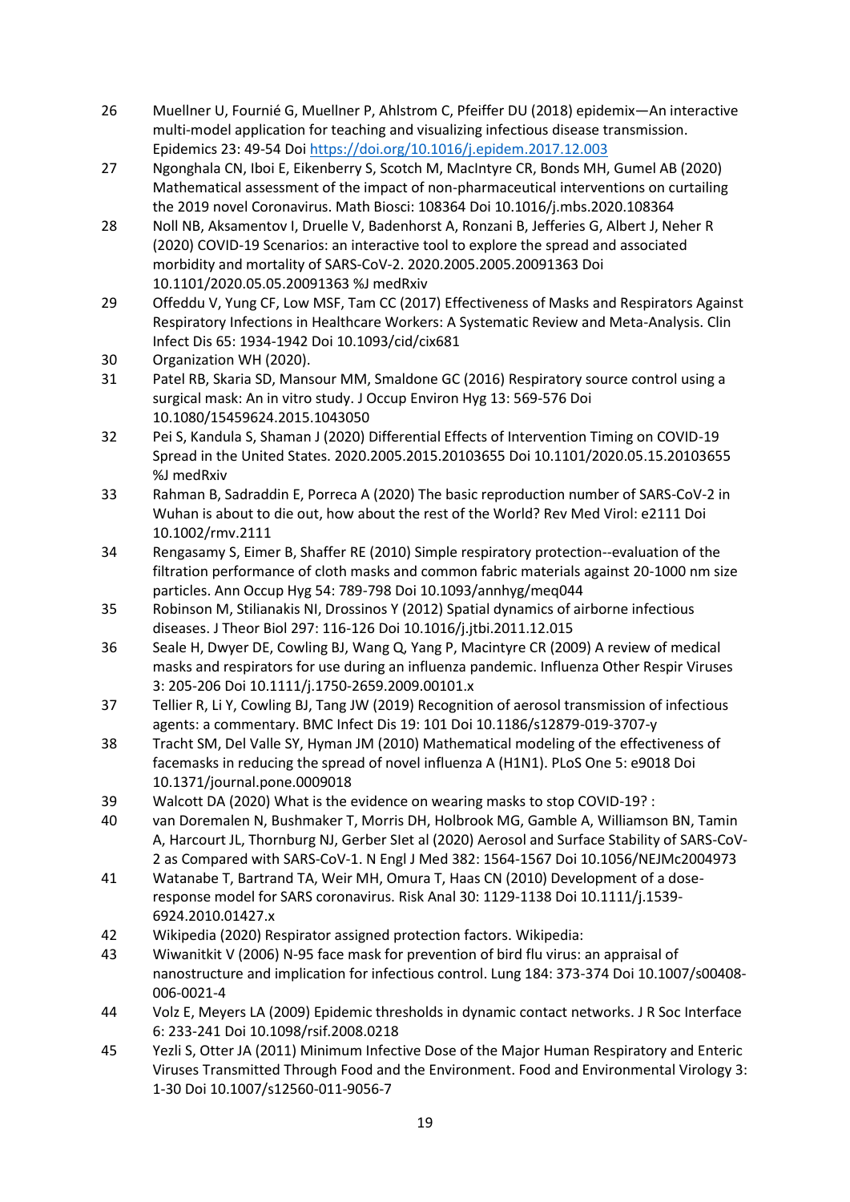26 Muellner U, Fournié G, Muellner P, Ahlstrom C, Pfeiffer DU (2018) epidemix—An interactive multi-model application for teaching and visualizing infectious disease transmission. Epidemics 23: 49-54 Doi https://doi.org/10.1016/j.epidem.2017.12.003

27 Ngonghala CN, Iboi E, Eikenberry S, Scotch M, MacIntyre CR, Bonds MH, Gumel AB (2020) Mathematical assessment of the impact of non-pharmaceutical interventions on curtailing the 2019 novel Coronavirus. Math Biosci: 108364 Doi 10.1016/j.mbs.2020.108364

28 Noll NB, Aksamentov I, Druelle V, Badenhorst A, Ronzani B, Jefferies G, Albert J, Neher R (2020) COVID-19 Scenarios: an interactive tool to explore the spread and associated morbidity and mortality of SARS-CoV-2. 2020.2005.2005.20091363 Doi 10.1101/2020.05.05.20091363 %J medRxiv

29 Offeddu V, Yung CF, Low MSF, Tam CC (2017) Effectiveness of Masks and Respirators Against Respiratory Infections in Healthcare Workers: A Systematic Review and Meta-Analysis. Clin Infect Dis 65: 1934-1942 Doi 10.1093/cid/cix681

30 Organization WH (2020).

31 Patel RB, Skaria SD, Mansour MM, Smaldone GC (2016) Respiratory source control using a surgical mask: An in vitro study. J Occup Environ Hyg 13: 569-576 Doi 10.1080/15459624.2015.1043050

32 Pei S, Kandula S, Shaman J (2020) Differential Effects of Intervention Timing on COVID-19 Spread in the United States. 2020.2005.2015.20103655 Doi 10.1101/2020.05.15.20103655 %J medRxiv

33 Rahman B, Sadraddin E, Porreca A (2020) The basic reproduction number of SARS-CoV-2 in Wuhan is about to die out, how about the rest of the World? Rev Med Virol: e2111 Doi 10.1002/rmv.2111

34 Rengasamy S, Eimer B, Shaffer RE (2010) Simple respiratory protection--evaluation of the filtration performance of cloth masks and common fabric materials against 20-1000 nm size particles. Ann Occup Hyg 54: 789-798 Doi 10.1093/annhyg/meq044

35 Robinson M, Stilianakis NI, Drossinos Y (2012) Spatial dynamics of airborne infectious diseases. J Theor Biol 297: 116-126 Doi 10.1016/j.jtbi.2011.12.015

36 Seale H, Dwyer DE, Cowling BJ, Wang Q, Yang P, Macintyre CR (2009) A review of medical masks and respirators for use during an influenza pandemic. Influenza Other Respir Viruses 3: 205-206 Doi 10.1111/j.1750-2659.2009.00101.x

37 Tellier R, Li Y, Cowling BJ, Tang JW (2019) Recognition of aerosol transmission of infectious agents: a commentary. BMC Infect Dis 19: 101 Doi 10.1186/s12879-019-3707-y

38 Tracht SM, Del Valle SY, Hyman JM (2010) Mathematical modeling of the effectiveness of facemasks in reducing the spread of novel influenza A (H1N1). PLoS One 5: e9018 Doi 10.1371/journal.pone.0009018

39 Walcott DA (2020) What is the evidence on wearing masks to stop COVID-19? :

40 van Doremalen N, Bushmaker T, Morris DH, Holbrook MG, Gamble A, Williamson BN, Tamin A, Harcourt JL, Thornburg NJ, Gerber SIet al (2020) Aerosol and Surface Stability of SARS-CoV-2 as Compared with SARS-CoV-1. N Engl J Med 382: 1564-1567 Doi 10.1056/NEJMc2004973

41 Watanabe T, Bartrand TA, Weir MH, Omura T, Haas CN (2010) Development of a dose-response model for SARS coronavirus. Risk Anal 30: 1129-1138 Doi 10.1111/j.1539-6924.2010.01427.x

42 Wikipedia (2020) Respirator assigned protection factors. Wikipedia:

43 Wiwanitkit V (2006) N-95 face mask for prevention of bird flu virus: an appraisal of nanostructure and implication for infectious control. Lung 184: 373-374 Doi 10.1007/s00408-006-0021-4

44 Volz E, Meyers LA (2009) Epidemic thresholds in dynamic contact networks. J R Soc Interface 6: 233-241 Doi 10.1098/rsif.2008.0218

45 Yezli S, Otter JA (2011) Minimum Infective Dose of the Major Human Respiratory and Enteric Viruses Transmitted Through Food and the Environment. Food and Environmental Virology 3: 1-30 Doi 10.1007/s12560-011-9056-7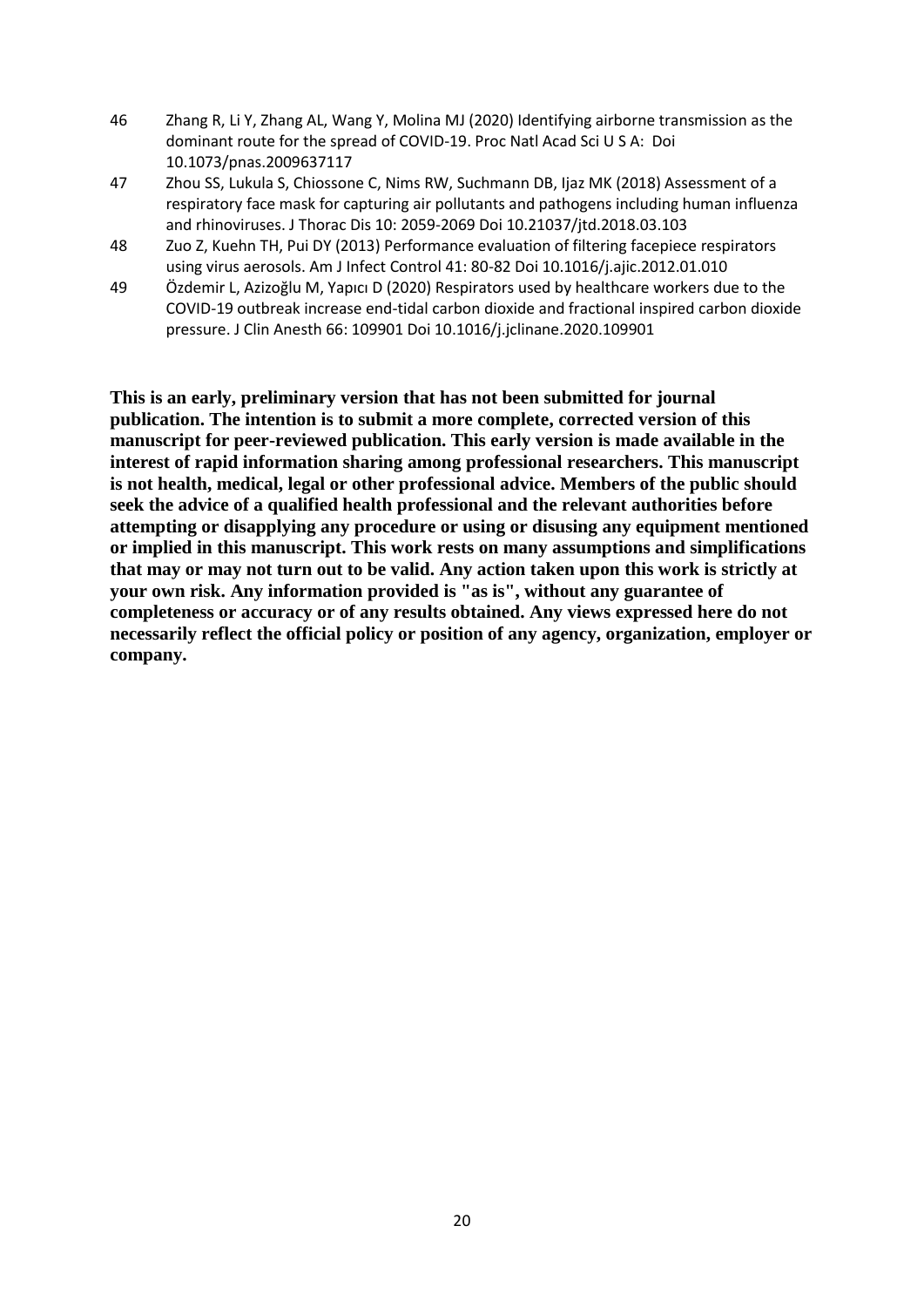46 Zhang R, Li Y, Zhang AL, Wang Y, Molina MJ (2020) Identifying airborne transmission as the dominant route for the spread of COVID-19. Proc Natl Acad Sci U S A: Doi 10.1073/pnas.2009637117

47 Zhou SS, Lukula S, Chiossone C, Nims RW, Suchmann DB, Ijaz MK (2018) Assessment of a respiratory face mask for capturing air pollutants and pathogens including human influenza and rhinoviruses. J Thorac Dis 10: 2059-2069 Doi 10.21037/jtd.2018.03.103

48 Zuo Z, Kuehn TH, Pui DY (2013) Performance evaluation of filtering facepiece respirators using virus aerosols. Am J Infect Control 41: 80-82 Doi 10.1016/j.ajic.2012.01.010

49 Özdemir L, Azizoğlu M, Yapıcı D (2020) Respirators used by healthcare workers due to the COVID-19 outbreak increase end-tidal carbon dioxide and fractional inspired carbon dioxide pressure. J Clin Anesth 66: 109901 Doi 10.1016/j.jclinane.2020.109901

**This is an early, preliminary version that has not been submitted for journal publication. The intention is to submit a more complete, corrected version of this manuscript for peer-reviewed publication. This early version is made available in the interest of rapid information sharing among professional researchers. This manuscript is not health, medical, legal or other professional advice. Members of the public should seek the advice of a qualified health professional and the relevant authorities before attempting or disapplying any procedure or using or disusing any equipment mentioned or implied in this manuscript. This work rests on many assumptions and simplifications that may or may not turn out to be valid. Any action taken upon this work is strictly at your own risk. Any information provided is "as is", without any guarantee of completeness or accuracy or of any results obtained. Any views expressed here do not necessarily reflect the official policy or position of any agency, organization, employer or company.**